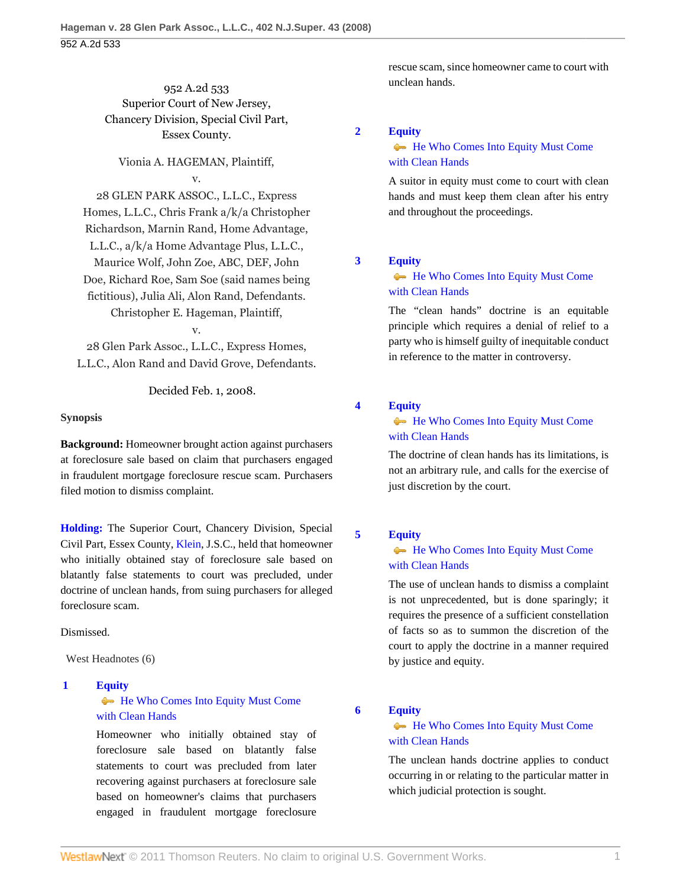952 A.2d 533
Superior Court of New Jersey,
Chancery Division, Special Civil Part,
Essex County.

Vionia A. HAGEMAN, Plaintiff,
v.
28 GLEN PARK ASSOC., L.L.C., Express Homes, L.L.C., Chris Frank a/k/a Christopher Richardson, Marnin Rand, Home Advantage, L.L.C., a/k/a Home Advantage Plus, L.L.C., Maurice Wolf, John Zoe, ABC, DEF, John Doe, Richard Roe, Sam Soe (said names being fictitious), Julia Ali, Alon Rand, Defendants.
Christopher E. Hageman, Plaintiff,
v.
28 Glen Park Assoc., L.L.C., Express Homes, L.L.C., Alon Rand and David Grove, Defendants.

Decided Feb. 1, 2008.

**Synopsis**

**Background:** Homeowner brought action against purchasers at foreclosure sale based on claim that purchasers engaged in fraudulent mortgage foreclosure rescue scam. Purchasers filed motion to dismiss complaint.

**Holding:** The Superior Court, Chancery Division, Special Civil Part, Essex County, Klein, J.S.C., held that homeowner who initially obtained stay of foreclosure sale based on blatantly false statements to court was precluded, under doctrine of unclean hands, from suing purchasers for alleged foreclosure scam.

Dismissed.

West Headnotes (6)

**1** **Equity**
He Who Comes Into Equity Must Come with Clean Hands

Homeowner who initially obtained stay of foreclosure sale based on blatantly false statements to court was precluded from later recovering against purchasers at foreclosure sale based on homeowner's claims that purchasers engaged in fraudulent mortgage foreclosure rescue scam, since homeowner came to court with unclean hands.

**2** **Equity**
He Who Comes Into Equity Must Come with Clean Hands

A suitor in equity must come to court with clean hands and must keep them clean after his entry and throughout the proceedings.

**3** **Equity**
He Who Comes Into Equity Must Come with Clean Hands

The "clean hands" doctrine is an equitable principle which requires a denial of relief to a party who is himself guilty of inequitable conduct in reference to the matter in controversy.

**4** **Equity**
He Who Comes Into Equity Must Come with Clean Hands

The doctrine of clean hands has its limitations, is not an arbitrary rule, and calls for the exercise of just discretion by the court.

**5** **Equity**
He Who Comes Into Equity Must Come with Clean Hands

The use of unclean hands to dismiss a complaint is not unprecedented, but is done sparingly; it requires the presence of a sufficient constellation of facts so as to summon the discretion of the court to apply the doctrine in a manner required by justice and equity.

**6** **Equity**
He Who Comes Into Equity Must Come with Clean Hands

The unclean hands doctrine applies to conduct occurring in or relating to the particular matter in which judicial protection is sought.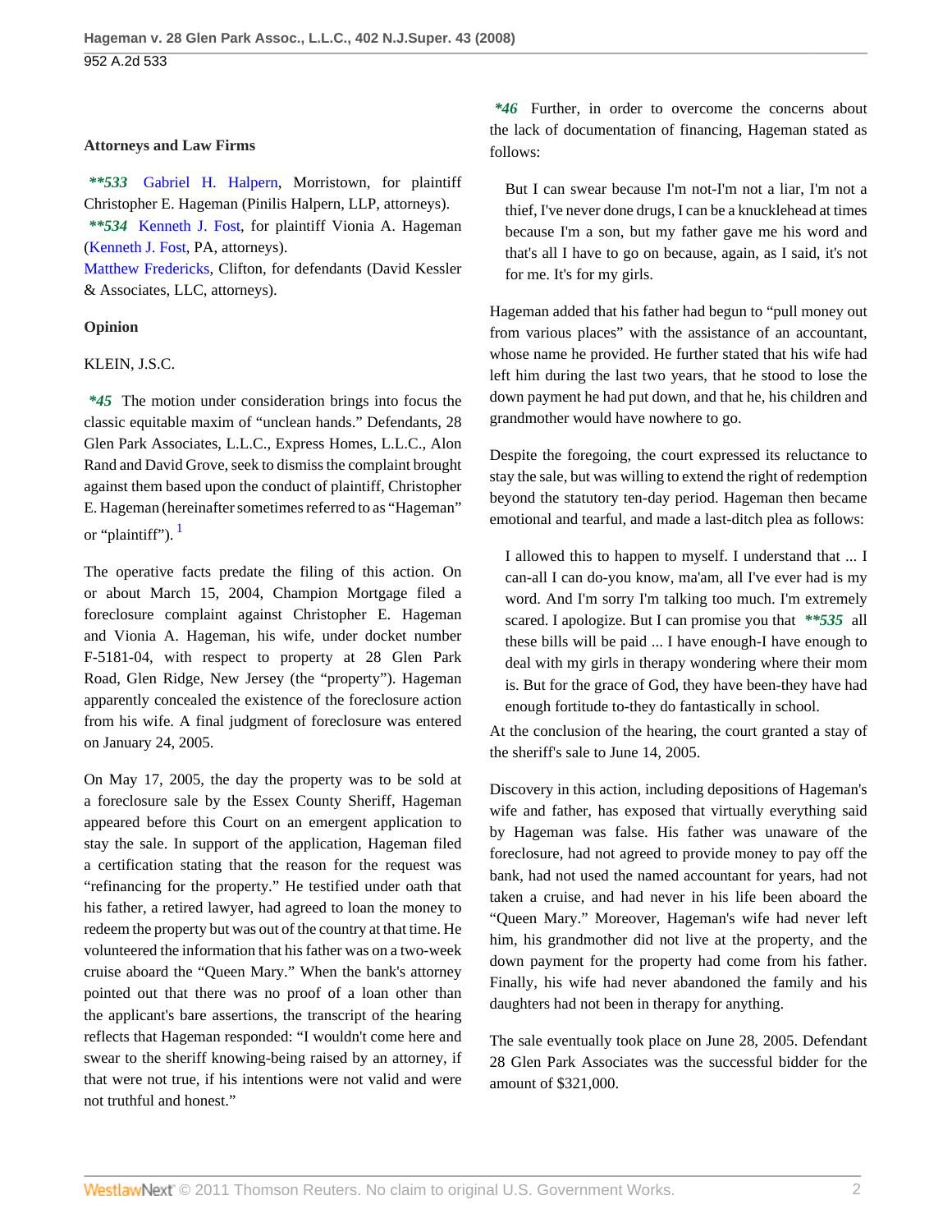**Attorneys and Law Firms**

***\*\*533*** Gabriel H. Halpern, Morristown, for plaintiff Christopher E. Hageman (Pinilis Halpern, LLP, attorneys).
***\*\*534*** Kenneth J. Fost, for plaintiff Vionia A. Hageman (Kenneth J. Fost, PA, attorneys).
Matthew Fredericks, Clifton, for defendants (David Kessler & Associates, LLC, attorneys).

**Opinion**

KLEIN, J.S.C.

***\*45*** The motion under consideration brings into focus the classic equitable maxim of "unclean hands." Defendants, 28 Glen Park Associates, L.L.C., Express Homes, L.L.C., Alon Rand and David Grove, seek to dismiss the complaint brought against them based upon the conduct of plaintiff, Christopher E. Hageman (hereinafter sometimes referred to as "Hageman" or "plaintiff"). [1]

The operative facts predate the filing of this action. On or about March 15, 2004, Champion Mortgage filed a foreclosure complaint against Christopher E. Hageman and Vionia A. Hageman, his wife, under docket number F-5181-04, with respect to property at 28 Glen Park Road, Glen Ridge, New Jersey (the "property"). Hageman apparently concealed the existence of the foreclosure action from his wife. A final judgment of foreclosure was entered on January 24, 2005.

On May 17, 2005, the day the property was to be sold at a foreclosure sale by the Essex County Sheriff, Hageman appeared before this Court on an emergent application to stay the sale. In support of the application, Hageman filed a certification stating that the reason for the request was "refinancing for the property." He testified under oath that his father, a retired lawyer, had agreed to loan the money to redeem the property but was out of the country at that time. He volunteered the information that his father was on a two-week cruise aboard the "Queen Mary." When the bank's attorney pointed out that there was no proof of a loan other than the applicant's bare assertions, the transcript of the hearing reflects that Hageman responded: "I wouldn't come here and swear to the sheriff knowing-being raised by an attorney, if that were not true, if his intentions were not valid and were not truthful and honest."

***\*46*** Further, in order to overcome the concerns about the lack of documentation of financing, Hageman stated as follows:

> But I can swear because I'm not-I'm not a liar, I'm not a thief, I've never done drugs, I can be a knucklehead at times because I'm a son, but my father gave me his word and that's all I have to go on because, again, as I said, it's not for me. It's for my girls.

Hageman added that his father had begun to "pull money out from various places" with the assistance of an accountant, whose name he provided. He further stated that his wife had left him during the last two years, that he stood to lose the down payment he had put down, and that he, his children and grandmother would have nowhere to go.

Despite the foregoing, the court expressed its reluctance to stay the sale, but was willing to extend the right of redemption beyond the statutory ten-day period. Hageman then became emotional and tearful, and made a last-ditch plea as follows:

> I allowed this to happen to myself. I understand that ... I can-all I can do-you know, ma'am, all I've ever had is my word. And I'm sorry I'm talking too much. I'm extremely scared. I apologize. But I can promise you that ***\*\*535*** all these bills will be paid ... I have enough-I have enough to deal with my girls in therapy wondering where their mom is. But for the grace of God, they have been-they have had enough fortitude to-they do fantastically in school.

At the conclusion of the hearing, the court granted a stay of the sheriff's sale to June 14, 2005.

Discovery in this action, including depositions of Hageman's wife and father, has exposed that virtually everything said by Hageman was false. His father was unaware of the foreclosure, had not agreed to provide money to pay off the bank, had not used the named accountant for years, had not taken a cruise, and had never in his life been aboard the "Queen Mary." Moreover, Hageman's wife had never left him, his grandmother did not live at the property, and the down payment for the property had come from his father. Finally, his wife had never abandoned the family and his daughters had not been in therapy for anything.

The sale eventually took place on June 28, 2005. Defendant 28 Glen Park Associates was the successful bidder for the amount of $321,000.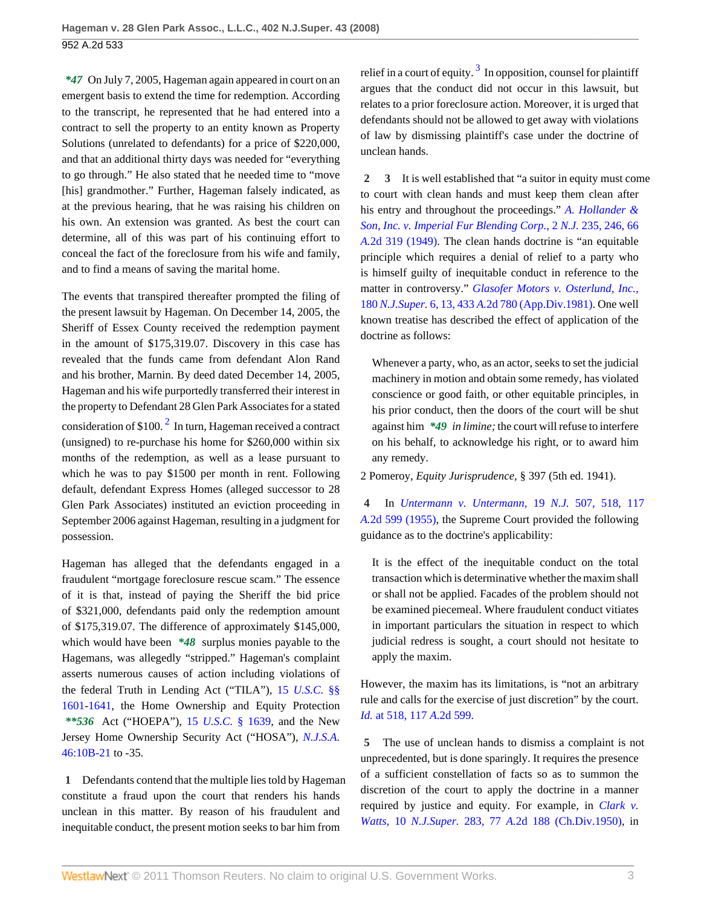*47 On July 7, 2005, Hageman again appeared in court on an emergent basis to extend the time for redemption. According to the transcript, he represented that he had entered into a contract to sell the property to an entity known as Property Solutions (unrelated to defendants) for a price of $220,000, and that an additional thirty days was needed for "everything to go through." He also stated that he needed time to "move [his] grandmother." Further, Hageman falsely indicated, as at the previous hearing, that he was raising his children on his own. An extension was granted. As best the court can determine, all of this was part of his continuing effort to conceal the fact of the foreclosure from his wife and family, and to find a means of saving the marital home.

The events that transpired thereafter prompted the filing of the present lawsuit by Hageman. On December 14, 2005, the Sheriff of Essex County received the redemption payment in the amount of $175,319.07. Discovery in this case has revealed that the funds came from defendant Alon Rand and his brother, Marnin. By deed dated December 14, 2005, Hageman and his wife purportedly transferred their interest in the property to Defendant 28 Glen Park Associates for a stated consideration of $100.[2] In turn, Hageman received a contract (unsigned) to re-purchase his home for $260,000 within six months of the redemption, as well as a lease pursuant to which he was to pay $1500 per month in rent. Following default, defendant Express Homes (alleged successor to 28 Glen Park Associates) instituted an eviction proceeding in September 2006 against Hageman, resulting in a judgment for possession.

Hageman has alleged that the defendants engaged in a fraudulent "mortgage foreclosure rescue scam." The essence of it is that, instead of paying the Sheriff the bid price of $321,000, defendants paid only the redemption amount of $175,319.07. The difference of approximately $145,000, which would have been *48 surplus monies payable to the Hagemans, was allegedly "stripped." Hageman's complaint asserts numerous causes of action including violations of the federal Truth in Lending Act ("TILA"), 15 U.S.C. §§ 1601-1641, the Home Ownership and Equity Protection **536 Act ("HOEPA"), 15 U.S.C. § 1639, and the New Jersey Home Ownership Security Act ("HOSA"), N.J.S.A. 46:10B-21 to -35.

**1** Defendants contend that the multiple lies told by Hageman constitute a fraud upon the court that renders his hands unclean in this matter. By reason of his fraudulent and inequitable conduct, the present motion seeks to bar him from relief in a court of equity.[3] In opposition, counsel for plaintiff argues that the conduct did not occur in this lawsuit, but relates to a prior foreclosure action. Moreover, it is urged that defendants should not be allowed to get away with violations of law by dismissing plaintiff's case under the doctrine of unclean hands.

**2** **3** It is well established that "a suitor in equity must come to court with clean hands and must keep them clean after his entry and throughout the proceedings." *A. Hollander & Son, Inc. v. Imperial Fur Blending Corp.,* 2 N.J. 235, 246, 66 A.2d 319 (1949). The clean hands doctrine is "an equitable principle which requires a denial of relief to a party who is himself guilty of inequitable conduct in reference to the matter in controversy." *Glasofer Motors v. Osterlund, Inc.,* 180 N.J.Super. 6, 13, 433 A.2d 780 (App.Div.1981). One well known treatise has described the effect of application of the doctrine as follows:

> Whenever a party, who, as an actor, seeks to set the judicial machinery in motion and obtain some remedy, has violated conscience or good faith, or other equitable principles, in his prior conduct, then the doors of the court will be shut against him *49 *in limine;* the court will refuse to interfere on his behalf, to acknowledge his right, or to award him any remedy.

2 Pomeroy, *Equity Jurisprudence,* § 397 (5th ed. 1941).

**4** In *Untermann v. Untermann,* 19 N.J. 507, 518, 117 A.2d 599 (1955), the Supreme Court provided the following guidance as to the doctrine's applicability:

> It is the effect of the inequitable conduct on the total transaction which is determinative whether the maxim shall or shall not be applied. Facades of the problem should not be examined piecemeal. Where fraudulent conduct vitiates in important particulars the situation in respect to which judicial redress is sought, a court should not hesitate to apply the maxim.

However, the maxim has its limitations, is "not an arbitrary rule and calls for the exercise of just discretion" by the court. *Id.* at 518, 117 A.2d 599.

**5** The use of unclean hands to dismiss a complaint is not unprecedented, but is done sparingly. It requires the presence of a sufficient constellation of facts so as to summon the discretion of the court to apply the doctrine in a manner required by justice and equity. For example, in *Clark v. Watts,* 10 N.J.Super. 283, 77 A.2d 188 (Ch.Div.1950), in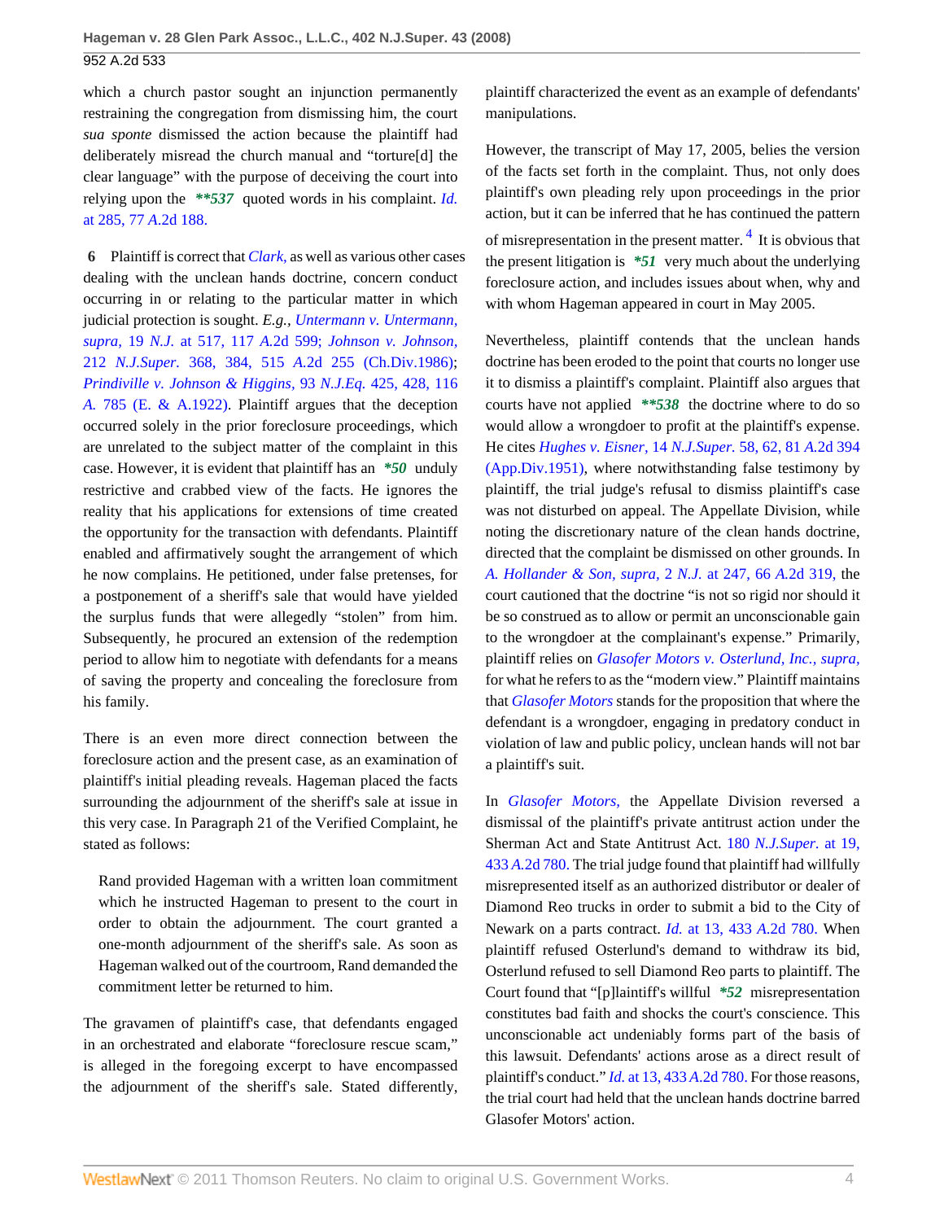which a church pastor sought an injunction permanently restraining the congregation from dismissing him, the court *sua sponte* dismissed the action because the plaintiff had deliberately misread the church manual and "torture[d] the clear language" with the purpose of deceiving the court into relying upon the ***\*\*537*** quoted words in his complaint. *Id.* at 285, 77 *A.*2d 188.

**6** Plaintiff is correct that *Clark,* as well as various other cases dealing with the unclean hands doctrine, concern conduct occurring in or relating to the particular matter in which judicial protection is sought. *E.g., Untermann v. Untermann, supra,* 19 *N.J.* at 517, 117 *A.*2d 599; *Johnson v. Johnson,* 212 *N.J.Super.* 368, 384, 515 *A.*2d 255 (Ch.Div.1986); *Prindiville v. Johnson & Higgins,* 93 *N.J.Eq.* 425, 428, 116 *A.* 785 (E. & A.1922). Plaintiff argues that the deception occurred solely in the prior foreclosure proceedings, which are unrelated to the subject matter of the complaint in this case. However, it is evident that plaintiff has an ***\*50*** unduly restrictive and crabbed view of the facts. He ignores the reality that his applications for extensions of time created the opportunity for the transaction with defendants. Plaintiff enabled and affirmatively sought the arrangement of which he now complains. He petitioned, under false pretenses, for a postponement of a sheriff's sale that would have yielded the surplus funds that were allegedly "stolen" from him. Subsequently, he procured an extension of the redemption period to allow him to negotiate with defendants for a means of saving the property and concealing the foreclosure from his family.

There is an even more direct connection between the foreclosure action and the present case, as an examination of plaintiff's initial pleading reveals. Hageman placed the facts surrounding the adjournment of the sheriff's sale at issue in this very case. In Paragraph 21 of the Verified Complaint, he stated as follows:

> Rand provided Hageman with a written loan commitment which he instructed Hageman to present to the court in order to obtain the adjournment. The court granted a one-month adjournment of the sheriff's sale. As soon as Hageman walked out of the courtroom, Rand demanded the commitment letter be returned to him.

The gravamen of plaintiff's case, that defendants engaged in an orchestrated and elaborate "foreclosure rescue scam," is alleged in the foregoing excerpt to have encompassed the adjournment of the sheriff's sale. Stated differently, plaintiff characterized the event as an example of defendants' manipulations.

However, the transcript of May 17, 2005, belies the version of the facts set forth in the complaint. Thus, not only does plaintiff's own pleading rely upon proceedings in the prior action, but it can be inferred that he has continued the pattern of misrepresentation in the present matter.[4] It is obvious that the present litigation is ***\*51*** very much about the underlying foreclosure action, and includes issues about when, why and with whom Hageman appeared in court in May 2005.

Nevertheless, plaintiff contends that the unclean hands doctrine has been eroded to the point that courts no longer use it to dismiss a plaintiff's complaint. Plaintiff also argues that courts have not applied ***\*\*538*** the doctrine where to do so would allow a wrongdoer to profit at the plaintiff's expense. He cites *Hughes v. Eisner,* 14 *N.J.Super.* 58, 62, 81 *A.*2d 394 (App.Div.1951), where notwithstanding false testimony by plaintiff, the trial judge's refusal to dismiss plaintiff's case was not disturbed on appeal. The Appellate Division, while noting the discretionary nature of the clean hands doctrine, directed that the complaint be dismissed on other grounds. In *A. Hollander & Son, supra,* 2 *N.J.* at 247, 66 *A.*2d 319, the court cautioned that the doctrine "is not so rigid nor should it be so construed as to allow or permit an unconscionable gain to the wrongdoer at the complainant's expense." Primarily, plaintiff relies on *Glasofer Motors v. Osterlund, Inc., supra,* for what he refers to as the "modern view." Plaintiff maintains that *Glasofer Motors* stands for the proposition that where the defendant is a wrongdoer, engaging in predatory conduct in violation of law and public policy, unclean hands will not bar a plaintiff's suit.

In *Glasofer Motors,* the Appellate Division reversed a dismissal of the plaintiff's private antitrust action under the Sherman Act and State Antitrust Act. 180 *N.J.Super.* at 19, 433 *A.*2d 780. The trial judge found that plaintiff had willfully misrepresented itself as an authorized distributor or dealer of Diamond Reo trucks in order to submit a bid to the City of Newark on a parts contract. *Id.* at 13, 433 *A.*2d 780. When plaintiff refused Osterlund's demand to withdraw its bid, Osterlund refused to sell Diamond Reo parts to plaintiff. The Court found that "[p]laintiff's willful ***\*52*** misrepresentation constitutes bad faith and shocks the court's conscience. This unconscionable act undeniably forms part of the basis of this lawsuit. Defendants' actions arose as a direct result of plaintiff's conduct." *Id.* at 13, 433 *A.*2d 780. For those reasons, the trial court had held that the unclean hands doctrine barred Glasofer Motors' action.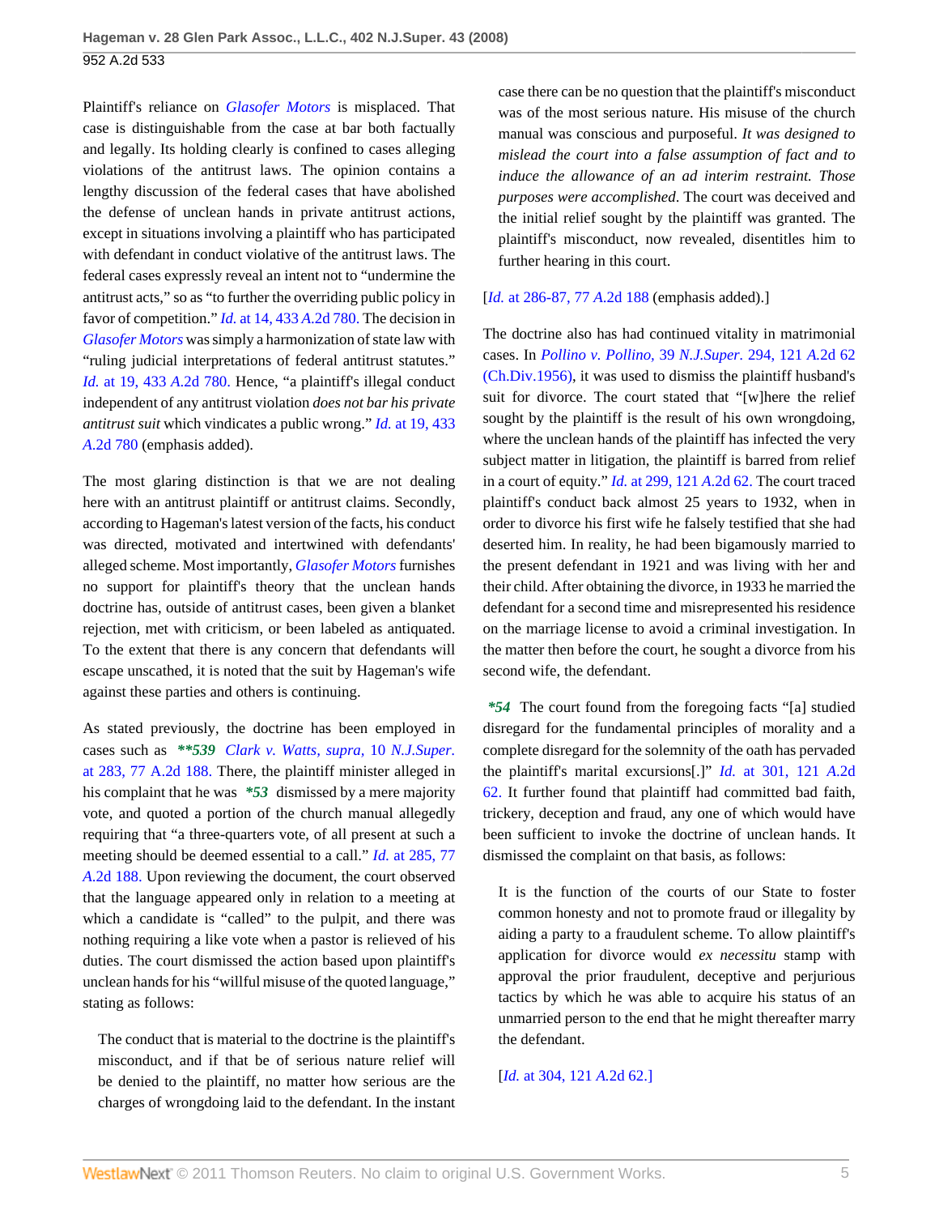Plaintiff's reliance on *Glasofer Motors* is misplaced. That case is distinguishable from the case at bar both factually and legally. Its holding clearly is confined to cases alleging violations of the antitrust laws. The opinion contains a lengthy discussion of the federal cases that have abolished the defense of unclean hands in private antitrust actions, except in situations involving a plaintiff who has participated with defendant in conduct violative of the antitrust laws. The federal cases expressly reveal an intent not to "undermine the antitrust acts," so as "to further the overriding public policy in favor of competition." *Id.* at 14, 433 *A.*2d 780. The decision in *Glasofer Motors* was simply a harmonization of state law with "ruling judicial interpretations of federal antitrust statutes." *Id.* at 19, 433 *A.*2d 780. Hence, "a plaintiff's illegal conduct independent of any antitrust violation *does not bar his private antitrust suit* which vindicates a public wrong." *Id.* at 19, 433 *A.*2d 780 (emphasis added).

The most glaring distinction is that we are not dealing here with an antitrust plaintiff or antitrust claims. Secondly, according to Hageman's latest version of the facts, his conduct was directed, motivated and intertwined with defendants' alleged scheme. Most importantly, *Glasofer Motors* furnishes no support for plaintiff's theory that the unclean hands doctrine has, outside of antitrust cases, been given a blanket rejection, met with criticism, or been labeled as antiquated. To the extent that there is any concern that defendants will escape unscathed, it is noted that the suit by Hageman's wife against these parties and others is continuing.

As stated previously, the doctrine has been employed in cases such as ***\*\*539*** *Clark v. Watts, supra,* 10 *N.J.Super.* at 283, 77 A.2d 188. There, the plaintiff minister alleged in his complaint that he was ***\*53*** dismissed by a mere majority vote, and quoted a portion of the church manual allegedly requiring that "a three-quarters vote, of all present at such a meeting should be deemed essential to a call." *Id.* at 285, 77 *A.*2d 188. Upon reviewing the document, the court observed that the language appeared only in relation to a meeting at which a candidate is "called" to the pulpit, and there was nothing requiring a like vote when a pastor is relieved of his duties. The court dismissed the action based upon plaintiff's unclean hands for his "willful misuse of the quoted language," stating as follows:

> The conduct that is material to the doctrine is the plaintiff's misconduct, and if that be of serious nature relief will be denied to the plaintiff, no matter how serious are the charges of wrongdoing laid to the defendant. In the instant case there can be no question that the plaintiff's misconduct was of the most serious nature. His misuse of the church manual was conscious and purposeful. *It was designed to mislead the court into a false assumption of fact and to induce the allowance of an ad interim restraint. Those purposes were accomplished*. The court was deceived and the initial relief sought by the plaintiff was granted. The plaintiff's misconduct, now revealed, disentitles him to further hearing in this court.

[*Id.* at 286-87, 77 *A.*2d 188 (emphasis added).]

The doctrine also has had continued vitality in matrimonial cases. In *Pollino v. Pollino,* 39 *N.J.Super.* 294, 121 *A.*2d 62 (Ch.Div.1956), it was used to dismiss the plaintiff husband's suit for divorce. The court stated that "[w]here the relief sought by the plaintiff is the result of his own wrongdoing, where the unclean hands of the plaintiff has infected the very subject matter in litigation, the plaintiff is barred from relief in a court of equity." *Id.* at 299, 121 *A.*2d 62. The court traced plaintiff's conduct back almost 25 years to 1932, when in order to divorce his first wife he falsely testified that she had deserted him. In reality, he had been bigamously married to the present defendant in 1921 and was living with her and their child. After obtaining the divorce, in 1933 he married the defendant for a second time and misrepresented his residence on the marriage license to avoid a criminal investigation. In the matter then before the court, he sought a divorce from his second wife, the defendant.

***\*54*** The court found from the foregoing facts "[a] studied disregard for the fundamental principles of morality and a complete disregard for the solemnity of the oath has pervaded the plaintiff's marital excursions[.]" *Id.* at 301, 121 *A.*2d 62. It further found that plaintiff had committed bad faith, trickery, deception and fraud, any one of which would have been sufficient to invoke the doctrine of unclean hands. It dismissed the complaint on that basis, as follows:

> It is the function of the courts of our State to foster common honesty and not to promote fraud or illegality by aiding a party to a fraudulent scheme. To allow plaintiff's application for divorce would *ex necessitu* stamp with approval the prior fraudulent, deceptive and perjurious tactics by which he was able to acquire his status of an unmarried person to the end that he might thereafter marry the defendant.
>
> [*Id.* at 304, 121 *A.*2d 62.]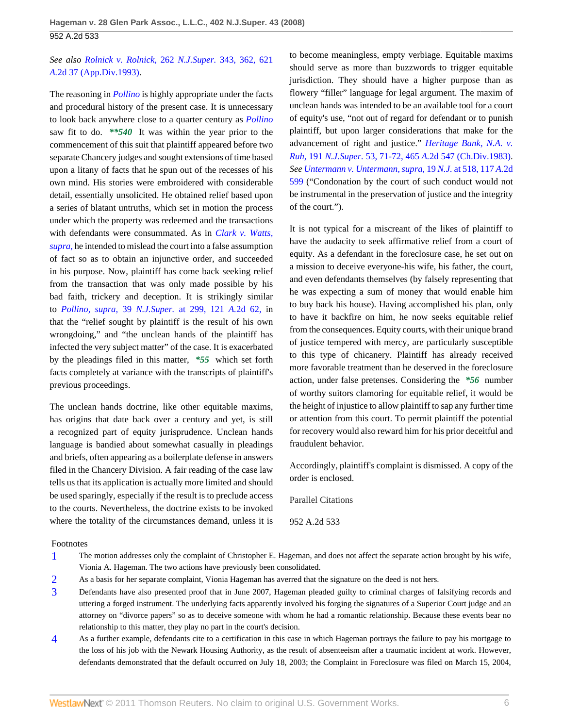*See also* Rolnick v. Rolnick, 262 N.J.Super. 343, 362, 621 A.2d 37 (App.Div.1993).

The reasoning in *Pollino* is highly appropriate under the facts and procedural history of the present case. It is unnecessary to look back anywhere close to a quarter century as *Pollino* saw fit to do. ***540** It was within the year prior to the commencement of this suit that plaintiff appeared before two separate Chancery judges and sought extensions of time based upon a litany of facts that he spun out of the recesses of his own mind. His stories were embroidered with considerable detail, essentially unsolicited. He obtained relief based upon a series of blatant untruths, which set in motion the process under which the property was redeemed and the transactions with defendants were consummated. As in *Clark v. Watts, supra,* he intended to mislead the court into a false assumption of fact so as to obtain an injunctive order, and succeeded in his purpose. Now, plaintiff has come back seeking relief from the transaction that was only made possible by his bad faith, trickery and deception. It is strikingly similar to *Pollino, supra,* 39 N.J.Super. at 299, 121 A.2d 62, in that the "relief sought by plaintiff is the result of his own wrongdoing," and "the unclean hands of the plaintiff has infected the very subject matter" of the case. It is exacerbated by the pleadings filed in this matter, ***55** which set forth facts completely at variance with the transcripts of plaintiff's previous proceedings.

The unclean hands doctrine, like other equitable maxims, has origins that date back over a century and yet, is still a recognized part of equity jurisprudence. Unclean hands language is bandied about somewhat casually in pleadings and briefs, often appearing as a boilerplate defense in answers filed in the Chancery Division. A fair reading of the case law tells us that its application is actually more limited and should be used sparingly, especially if the result is to preclude access to the courts. Nevertheless, the doctrine exists to be invoked where the totality of the circumstances demand, unless it is to become meaningless, empty verbiage. Equitable maxims should serve as more than buzzwords to trigger equitable jurisdiction. They should have a higher purpose than as flowery "filler" language for legal argument. The maxim of unclean hands was intended to be an available tool for a court of equity's use, "not out of regard for defendant or to punish plaintiff, but upon larger considerations that make for the advancement of right and justice." *Heritage Bank, N.A. v. Ruh,* 191 N.J.Super. 53, 71-72, 465 A.2d 547 (Ch.Div.1983). *See Untermann v. Untermann, supra,* 19 N.J. at 518, 117 A.2d 599 ("Condonation by the court of such conduct would not be instrumental in the preservation of justice and the integrity of the court.").

It is not typical for a miscreant of the likes of plaintiff to have the audacity to seek affirmative relief from a court of equity. As a defendant in the foreclosure case, he set out on a mission to deceive everyone-his wife, his father, the court, and even defendants themselves (by falsely representing that he was expecting a sum of money that would enable him to buy back his house). Having accomplished his plan, only to have it backfire on him, he now seeks equitable relief from the consequences. Equity courts, with their unique brand of justice tempered with mercy, are particularly susceptible to this type of chicanery. Plaintiff has already received more favorable treatment than he deserved in the foreclosure action, under false pretenses. Considering the ***56** number of worthy suitors clamoring for equitable relief, it would be the height of injustice to allow plaintiff to sap any further time or attention from this court. To permit plaintiff the potential for recovery would also reward him for his prior deceitful and fraudulent behavior.

Accordingly, plaintiff's complaint is dismissed. A copy of the order is enclosed.

Parallel Citations

952 A.2d 533

Footnotes

1. The motion addresses only the complaint of Christopher E. Hageman, and does not affect the separate action brought by his wife, Vionia A. Hageman. The two actions have previously been consolidated.
2. As a basis for her separate complaint, Vionia Hageman has averred that the signature on the deed is not hers.
3. Defendants have also presented proof that in June 2007, Hageman pleaded guilty to criminal charges of falsifying records and uttering a forged instrument. The underlying facts apparently involved his forging the signatures of a Superior Court judge and an attorney on "divorce papers" so as to deceive someone with whom he had a romantic relationship. Because these events bear no relationship to this matter, they play no part in the court's decision.
4. As a further example, defendants cite to a certification in this case in which Hageman portrays the failure to pay his mortgage to the loss of his job with the Newark Housing Authority, as the result of absenteeism after a traumatic incident at work. However, defendants demonstrated that the default occurred on July 18, 2003; the Complaint in Foreclosure was filed on March 15, 2004,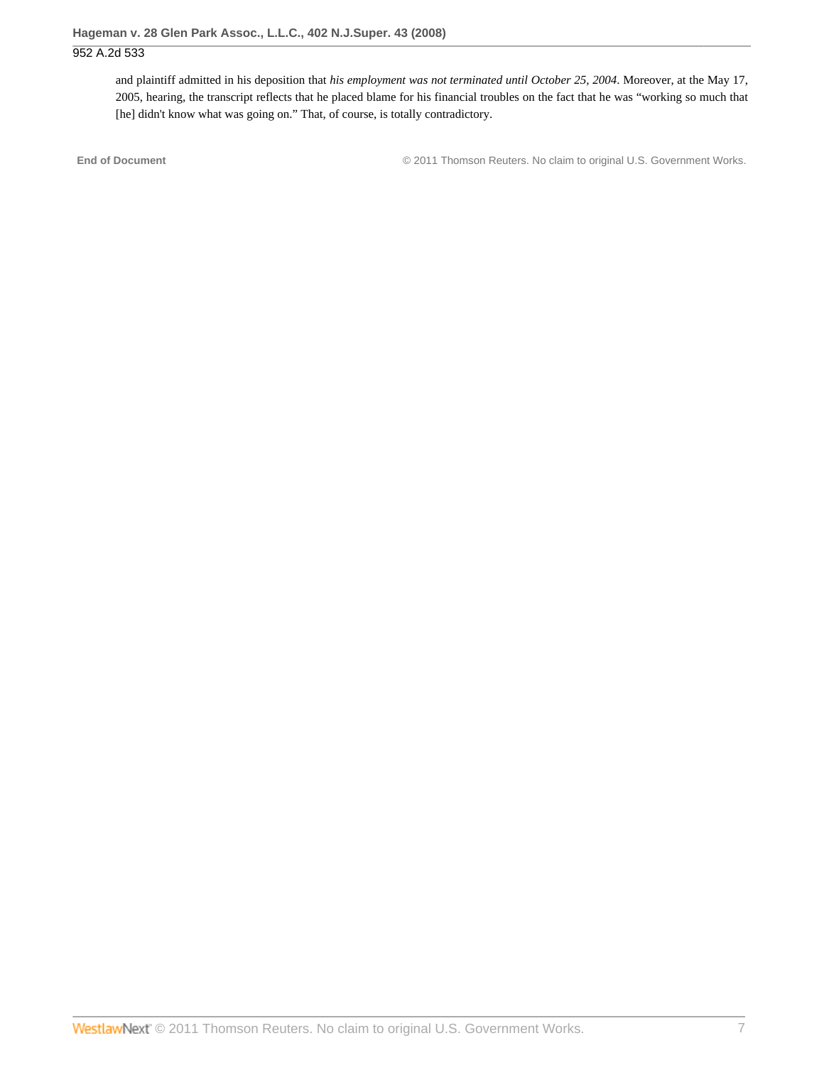and plaintiff admitted in his deposition that *his employment was not terminated until October 25, 2004*. Moreover, at the May 17, 2005, hearing, the transcript reflects that he placed blame for his financial troubles on the fact that he was "working so much that [he] didn't know what was going on." That, of course, is totally contradictory.

**End of Document** © 2011 Thomson Reuters. No claim to original U.S. Government Works.